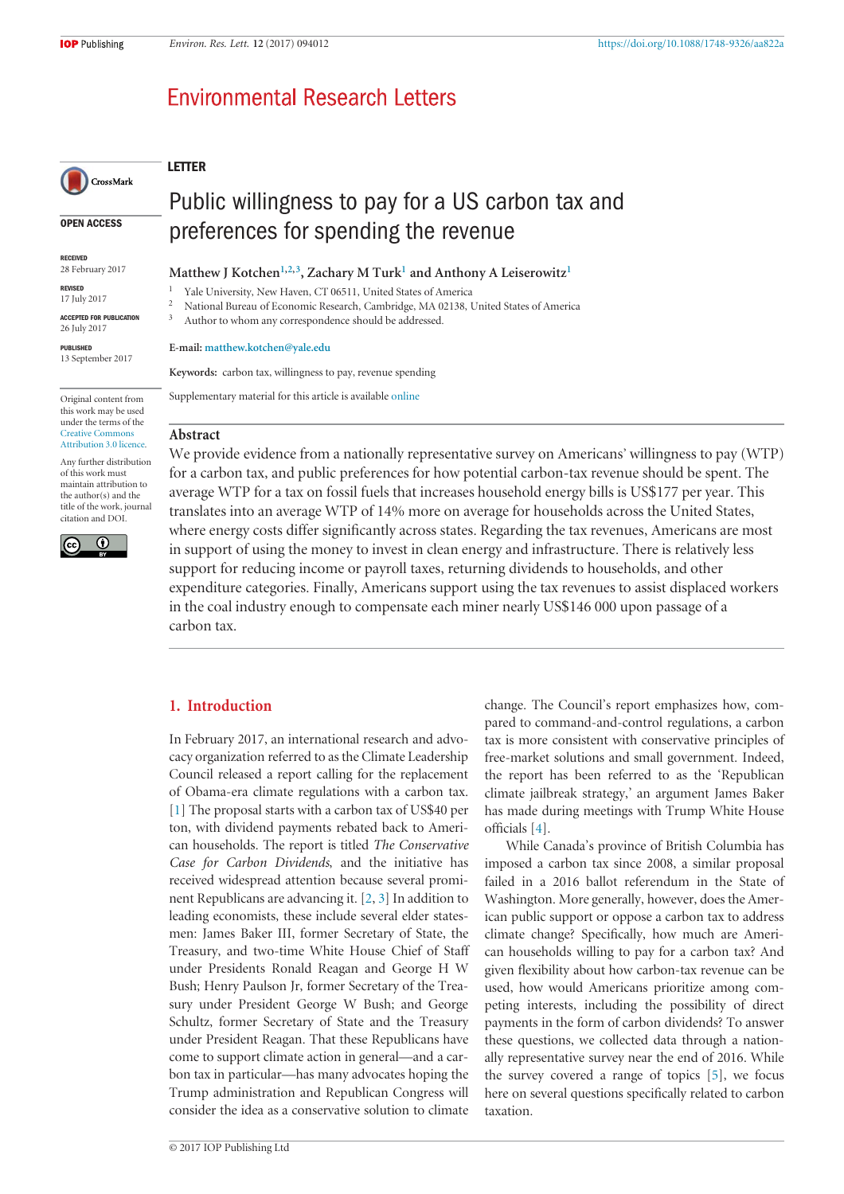# Environmental Research Letters

OPEN ACCESS

RECEIVED
28 February 2017

REVISED
17 July 2017

ACCEPTED FOR PUBLICATION
26 July 2017

PUBLISHED
13 September 2017

Original content from this work may be used under the terms of the Creative Commons Attribution 3.0 licence.

Any further distribution of this work must maintain attribution to the author(s) and the title of the work, journal citation and DOI.

LETTER

## Public willingness to pay for a US carbon tax and preferences for spending the revenue

**Matthew J Kotchen[1,2,3], Zachary M Turk[1] and Anthony A Leiserowitz[1]**

[1] Yale University, New Haven, CT 06511, United States of America
[2] National Bureau of Economic Research, Cambridge, MA 02138, United States of America
[3] Author to whom any correspondence should be addressed.

**E-mail:** matthew.kotchen@yale.edu

**Keywords:** carbon tax, willingness to pay, revenue spending

Supplementary material for this article is available online

### Abstract

We provide evidence from a nationally representative survey on Americans' willingness to pay (WTP) for a carbon tax, and public preferences for how potential carbon-tax revenue should be spent. The average WTP for a tax on fossil fuels that increases household energy bills is US$177 per year. This translates into an average WTP of 14% more on average for households across the United States, where energy costs differ significantly across states. Regarding the tax revenues, Americans are most in support of using the money to invest in clean energy and infrastructure. There is relatively less support for reducing income or payroll taxes, returning dividends to households, and other expenditure categories. Finally, Americans support using the tax revenues to assist displaced workers in the coal industry enough to compensate each miner nearly US$146 000 upon passage of a carbon tax.

## 1. Introduction

In February 2017, an international research and advocacy organization referred to as the Climate Leadership Council released a report calling for the replacement of Obama-era climate regulations with a carbon tax. [1] The proposal starts with a carbon tax of US$40 per ton, with dividend payments rebated back to American households. The report is titled *The Conservative Case for Carbon Dividends*, and the initiative has received widespread attention because several prominent Republicans are advancing it. [2, 3] In addition to leading economists, these include several elder statesmen: James Baker III, former Secretary of State, the Treasury, and two-time White House Chief of Staff under Presidents Ronald Reagan and George H W Bush; Henry Paulson Jr, former Secretary of the Treasury under President George W Bush; and George Schultz, former Secretary of State and the Treasury under President Reagan. That these Republicans have come to support climate action in general—and a carbon tax in particular—has many advocates hoping the Trump administration and Republican Congress will consider the idea as a conservative solution to climate change. The Council's report emphasizes how, compared to command-and-control regulations, a carbon tax is more consistent with conservative principles of free-market solutions and small government. Indeed, the report has been referred to as the 'Republican climate jailbreak strategy,' an argument James Baker has made during meetings with Trump White House officials [4].

While Canada's province of British Columbia has imposed a carbon tax since 2008, a similar proposal failed in a 2016 ballot referendum in the State of Washington. More generally, however, does the American public support or oppose a carbon tax to address climate change? Specifically, how much are American households willing to pay for a carbon tax? And given flexibility about how carbon-tax revenue can be used, how would Americans prioritize among competing interests, including the possibility of direct payments in the form of carbon dividends? To answer these questions, we collected data through a nationally representative survey near the end of 2016. While the survey covered a range of topics [5], we focus here on several questions specifically related to carbon taxation.

© 2017 IOP Publishing Ltd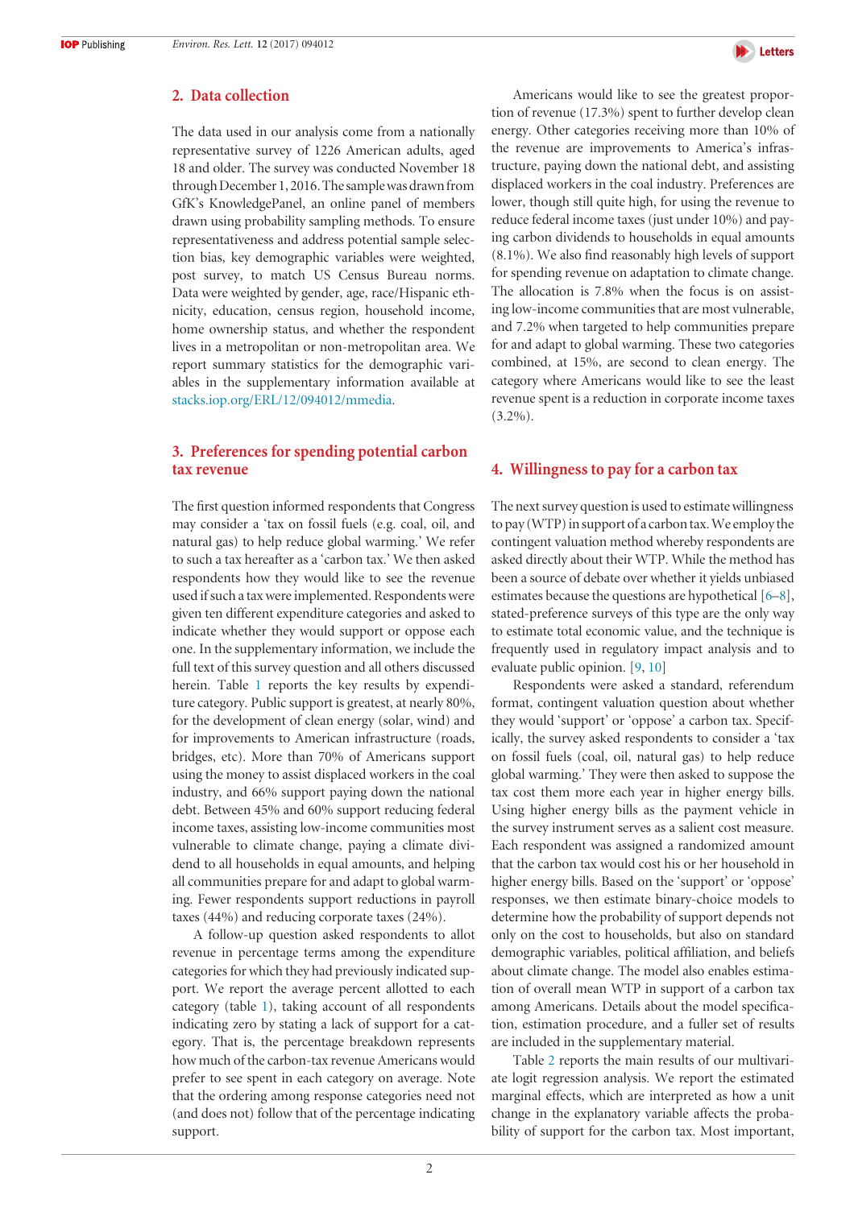## 2. Data collection

The data used in our analysis come from a nationally representative survey of 1226 American adults, aged 18 and older. The survey was conducted November 18 through December 1, 2016. The sample was drawn from GfK's KnowledgePanel, an online panel of members drawn using probability sampling methods. To ensure representativeness and address potential sample selection bias, key demographic variables were weighted, post survey, to match US Census Bureau norms. Data were weighted by gender, age, race/Hispanic ethnicity, education, census region, household income, home ownership status, and whether the respondent lives in a metropolitan or non-metropolitan area. We report summary statistics for the demographic variables in the supplementary information available at stacks.iop.org/ERL/12/094012/mmedia.

## 3. Preferences for spending potential carbon tax revenue

The first question informed respondents that Congress may consider a 'tax on fossil fuels (e.g. coal, oil, and natural gas) to help reduce global warming.' We refer to such a tax hereafter as a 'carbon tax.' We then asked respondents how they would like to see the revenue used if such a tax were implemented. Respondents were given ten different expenditure categories and asked to indicate whether they would support or oppose each one. In the supplementary information, we include the full text of this survey question and all others discussed herein. Table 1 reports the key results by expenditure category. Public support is greatest, at nearly 80%, for the development of clean energy (solar, wind) and for improvements to American infrastructure (roads, bridges, etc). More than 70% of Americans support using the money to assist displaced workers in the coal industry, and 66% support paying down the national debt. Between 45% and 60% support reducing federal income taxes, assisting low-income communities most vulnerable to climate change, paying a climate dividend to all households in equal amounts, and helping all communities prepare for and adapt to global warming. Fewer respondents support reductions in payroll taxes (44%) and reducing corporate taxes (24%).

A follow-up question asked respondents to allot revenue in percentage terms among the expenditure categories for which they had previously indicated support. We report the average percent allotted to each category (table 1), taking account of all respondents indicating zero by stating a lack of support for a category. That is, the percentage breakdown represents how much of the carbon-tax revenue Americans would prefer to see spent in each category on average. Note that the ordering among response categories need not (and does not) follow that of the percentage indicating support.

Americans would like to see the greatest proportion of revenue (17.3%) spent to further develop clean energy. Other categories receiving more than 10% of the revenue are improvements to America's infrastructure, paying down the national debt, and assisting displaced workers in the coal industry. Preferences are lower, though still quite high, for using the revenue to reduce federal income taxes (just under 10%) and paying carbon dividends to households in equal amounts (8.1%). We also find reasonably high levels of support for spending revenue on adaptation to climate change. The allocation is 7.8% when the focus is on assisting low-income communities that are most vulnerable, and 7.2% when targeted to help communities prepare for and adapt to global warming. These two categories combined, at 15%, are second to clean energy. The category where Americans would like to see the least revenue spent is a reduction in corporate income taxes (3.2%).

## 4. Willingness to pay for a carbon tax

The next survey question is used to estimate willingness to pay (WTP) in support of a carbon tax. We employ the contingent valuation method whereby respondents are asked directly about their WTP. While the method has been a source of debate over whether it yields unbiased estimates because the questions are hypothetical [6–8], stated-preference surveys of this type are the only way to estimate total economic value, and the technique is frequently used in regulatory impact analysis and to evaluate public opinion. [9, 10]

Respondents were asked a standard, referendum format, contingent valuation question about whether they would 'support' or 'oppose' a carbon tax. Specifically, the survey asked respondents to consider a 'tax on fossil fuels (coal, oil, natural gas) to help reduce global warming.' They were then asked to suppose the tax cost them more each year in higher energy bills. Using higher energy bills as the payment vehicle in the survey instrument serves as a salient cost measure. Each respondent was assigned a randomized amount that the carbon tax would cost his or her household in higher energy bills. Based on the 'support' or 'oppose' responses, we then estimate binary-choice models to determine how the probability of support depends not only on the cost to households, but also on standard demographic variables, political affiliation, and beliefs about climate change. The model also enables estimation of overall mean WTP in support of a carbon tax among Americans. Details about the model specification, estimation procedure, and a fuller set of results are included in the supplementary material.

Table 2 reports the main results of our multivariate logit regression analysis. We report the estimated marginal effects, which are interpreted as how a unit change in the explanatory variable affects the probability of support for the carbon tax. Most important,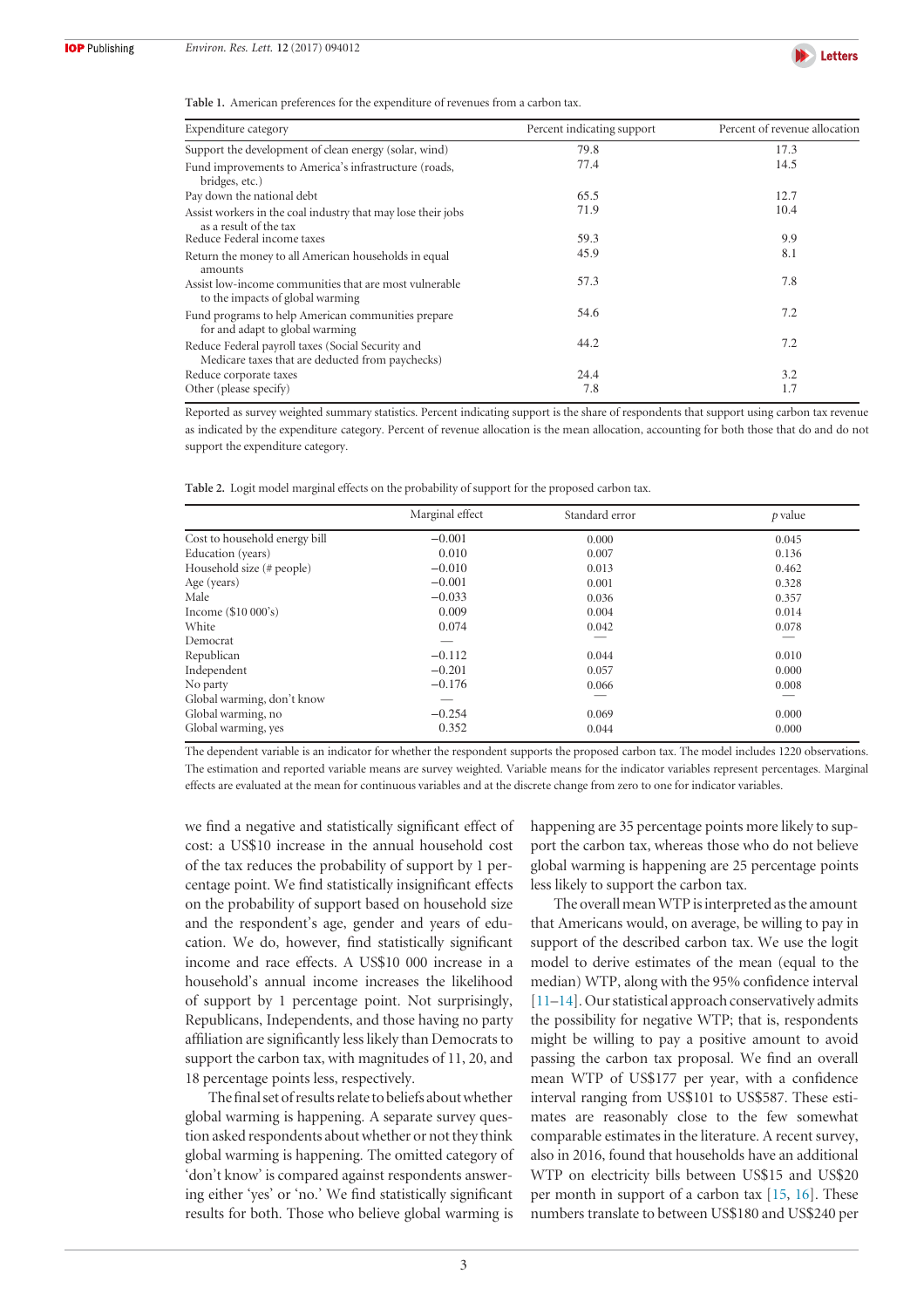**Table 1.** American preferences for the expenditure of revenues from a carbon tax.

| Expenditure category | Percent indicating support | Percent of revenue allocation |
|---|---|---|
| Support the development of clean energy (solar, wind) | 79.8 | 17.3 |
| Fund improvements to America's infrastructure (roads, bridges, etc.) | 77.4 | 14.5 |
| Pay down the national debt | 65.5 | 12.7 |
| Assist workers in the coal industry that may lose their jobs as a result of the tax | 71.9 | 10.4 |
| Reduce Federal income taxes | 59.3 | 9.9 |
| Return the money to all American households in equal amounts | 45.9 | 8.1 |
| Assist low-income communities that are most vulnerable to the impacts of global warming | 57.3 | 7.8 |
| Fund programs to help American communities prepare for and adapt to global warming | 54.6 | 7.2 |
| Reduce Federal payroll taxes (Social Security and Medicare taxes that are deducted from paychecks) | 44.2 | 7.2 |
| Reduce corporate taxes | 24.4 | 3.2 |
| Other (please specify) | 7.8 | 1.7 |

Reported as survey weighted summary statistics. Percent indicating support is the share of respondents that support using carbon tax revenue as indicated by the expenditure category. Percent of revenue allocation is the mean allocation, accounting for both those that do and do not support the expenditure category.

**Table 2.** Logit model marginal effects on the probability of support for the proposed carbon tax.

| | Marginal effect | Standard error | *p* value |
|---|---|---|---|
| Cost to household energy bill | −0.001 | 0.000 | 0.045 |
| Education (years) | 0.010 | 0.007 | 0.136 |
| Household size (# people) | −0.010 | 0.013 | 0.462 |
| Age (years) | −0.001 | 0.001 | 0.328 |
| Male | −0.033 | 0.036 | 0.357 |
| Income ($10 000's) | 0.009 | 0.004 | 0.014 |
| White | 0.074 | 0.042 | 0.078 |
| Democrat | — | — | — |
| Republican | −0.112 | 0.044 | 0.010 |
| Independent | −0.201 | 0.057 | 0.000 |
| No party | −0.176 | 0.066 | 0.008 |
| Global warming, don't know | — | — | — |
| Global warming, no | −0.254 | 0.069 | 0.000 |
| Global warming, yes | 0.352 | 0.044 | 0.000 |

The dependent variable is an indicator for whether the respondent supports the proposed carbon tax. The model includes 1220 observations. The estimation and reported variable means are survey weighted. Variable means for the indicator variables represent percentages. Marginal effects are evaluated at the mean for continuous variables and at the discrete change from zero to one for indicator variables.

we find a negative and statistically significant effect of cost: a US$10 increase in the annual household cost of the tax reduces the probability of support by 1 percentage point. We find statistically insignificant effects on the probability of support based on household size and the respondent's age, gender and years of education. We do, however, find statistically significant income and race effects. A US$10 000 increase in a household's annual income increases the likelihood of support by 1 percentage point. Not surprisingly, Republicans, Independents, and those having no party affiliation are significantly less likely than Democrats to support the carbon tax, with magnitudes of 11, 20, and 18 percentage points less, respectively.

The final set of results relate to beliefs about whether global warming is happening. A separate survey question asked respondents about whether or not they think global warming is happening. The omitted category of 'don't know' is compared against respondents answering either 'yes' or 'no.' We find statistically significant results for both. Those who believe global warming is happening are 35 percentage points more likely to support the carbon tax, whereas those who do not believe global warming is happening are 25 percentage points less likely to support the carbon tax.

The overall mean WTP is interpreted as the amount that Americans would, on average, be willing to pay in support of the described carbon tax. We use the logit model to derive estimates of the mean (equal to the median) WTP, along with the 95% confidence interval [11–14]. Our statistical approach conservatively admits the possibility for negative WTP; that is, respondents might be willing to pay a positive amount to avoid passing the carbon tax proposal. We find an overall mean WTP of US$177 per year, with a confidence interval ranging from US$101 to US$587. These estimates are reasonably close to the few somewhat comparable estimates in the literature. A recent survey, also in 2016, found that households have an additional WTP on electricity bills between US$15 and US$20 per month in support of a carbon tax [15, 16]. These numbers translate to between US$180 and US$240 per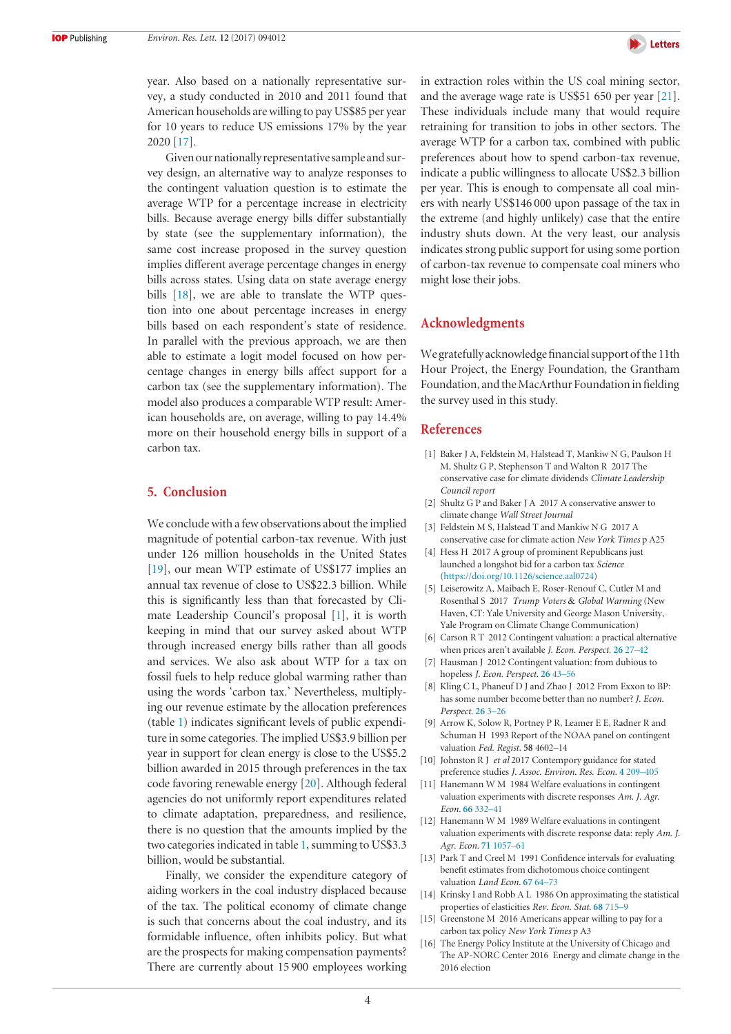year. Also based on a nationally representative survey, a study conducted in 2010 and 2011 found that American households are willing to pay US$85 per year for 10 years to reduce US emissions 17% by the year 2020 [17].

Given our nationally representative sample and survey design, an alternative way to analyze responses to the contingent valuation question is to estimate the average WTP for a percentage increase in electricity bills. Because average energy bills differ substantially by state (see the supplementary information), the same cost increase proposed in the survey question implies different average percentage changes in energy bills across states. Using data on state average energy bills [18], we are able to translate the WTP question into one about percentage increases in energy bills based on each respondent's state of residence. In parallel with the previous approach, we are then able to estimate a logit model focused on how percentage changes in energy bills affect support for a carbon tax (see the supplementary information). The model also produces a comparable WTP result: American households are, on average, willing to pay 14.4% more on their household energy bills in support of a carbon tax.

## 5. Conclusion

We conclude with a few observations about the implied magnitude of potential carbon-tax revenue. With just under 126 million households in the United States [19], our mean WTP estimate of US$177 implies an annual tax revenue of close to US$22.3 billion. While this is significantly less than that forecasted by Climate Leadership Council's proposal [1], it is worth keeping in mind that our survey asked about WTP through increased energy bills rather than all goods and services. We also ask about WTP for a tax on fossil fuels to help reduce global warming rather than using the words 'carbon tax.' Nevertheless, multiplying our revenue estimate by the allocation preferences (table 1) indicates significant levels of public expenditure in some categories. The implied US$3.9 billion per year in support for clean energy is close to the US$5.2 billion awarded in 2015 through preferences in the tax code favoring renewable energy [20]. Although federal agencies do not uniformly report expenditures related to climate adaptation, preparedness, and resilience, there is no question that the amounts implied by the two categories indicated in table 1, summing to US$3.3 billion, would be substantial.

Finally, we consider the expenditure category of aiding workers in the coal industry displaced because of the tax. The political economy of climate change is such that concerns about the coal industry, and its formidable influence, often inhibits policy. But what are the prospects for making compensation payments? There are currently about 15 900 employees working in extraction roles within the US coal mining sector, and the average wage rate is US$51 650 per year [21]. These individuals include many that would require retraining for transition to jobs in other sectors. The average WTP for a carbon tax, combined with public preferences about how to spend carbon-tax revenue, indicate a public willingness to allocate US$2.3 billion per year. This is enough to compensate all coal miners with nearly US$146 000 upon passage of the tax in the extreme (and highly unlikely) case that the entire industry shuts down. At the very least, our analysis indicates strong public support for using some portion of carbon-tax revenue to compensate coal miners who might lose their jobs.

## Acknowledgments

We gratefully acknowledge financial support of the 11th Hour Project, the Energy Foundation, the Grantham Foundation, and the MacArthur Foundation in fielding the survey used in this study.

## References

[1] Baker J A, Feldstein M, Halstead T, Mankiw N G, Paulson H M, Shultz G P, Stephenson T and Walton R 2017 The conservative case for climate dividends *Climate Leadership Council report*

[2] Shultz G P and Baker J A 2017 A conservative answer to climate change *Wall Street Journal*

[3] Feldstein M S, Halstead T and Mankiw N G 2017 A conservative case for climate action *New York Times* p A25

[4] Hess H 2017 A group of prominent Republicans just launched a longshot bid for a carbon tax *Science* (https://doi.org/10.1126/science.aal0724)

[5] Leiserowitz A, Maibach E, Roser-Renouf C, Cutler M and Rosenthal S 2017 *Trump Voters & Global Warming* (New Haven, CT: Yale University and George Mason University, Yale Program on Climate Change Communication)

[6] Carson R T 2012 Contingent valuation: a practical alternative when prices aren't available *J. Econ. Perspect.* **26** 27–42

[7] Hausman J 2012 Contingent valuation: from dubious to hopeless *J. Econ. Perspect.* **26** 43–56

[8] Kling C L, Phaneuf D J and Zhao J 2012 From Exxon to BP: has some number become better than no number? *J. Econ. Perspect.* **26** 3–26

[9] Arrow K, Solow R, Portney P R, Leamer E E, Radner R and Schuman H 1993 Report of the NOAA panel on contingent valuation *Fed. Regist.* **58** 4602–14

[10] Johnston R J *et al* 2017 Contemporary guidance for stated preference studies *J. Assoc. Environ. Res. Econ.* **4** 209–405

[11] Hanemann W M 1984 Welfare evaluations in contingent valuation experiments with discrete responses *Am. J. Agr. Econ.* **66** 332–41

[12] Hanemann W M 1989 Welfare evaluations in contingent valuation experiments with discrete response data: reply *Am. J. Agr. Econ.* **71** 1057–61

[13] Park T and Creel M 1991 Confidence intervals for evaluating benefit estimates from dichotomous choice contingent valuation *Land Econ.* **67** 64–73

[14] Krinsky I and Robb A L 1986 On approximating the statistical properties of elasticities *Rev. Econ. Stat.* **68** 715–9

[15] Greenstone M 2016 Americans appear willing to pay for a carbon tax policy *New York Times* p A3

[16] The Energy Policy Institute at the University of Chicago and The AP-NORC Center 2016 Energy and climate change in the 2016 election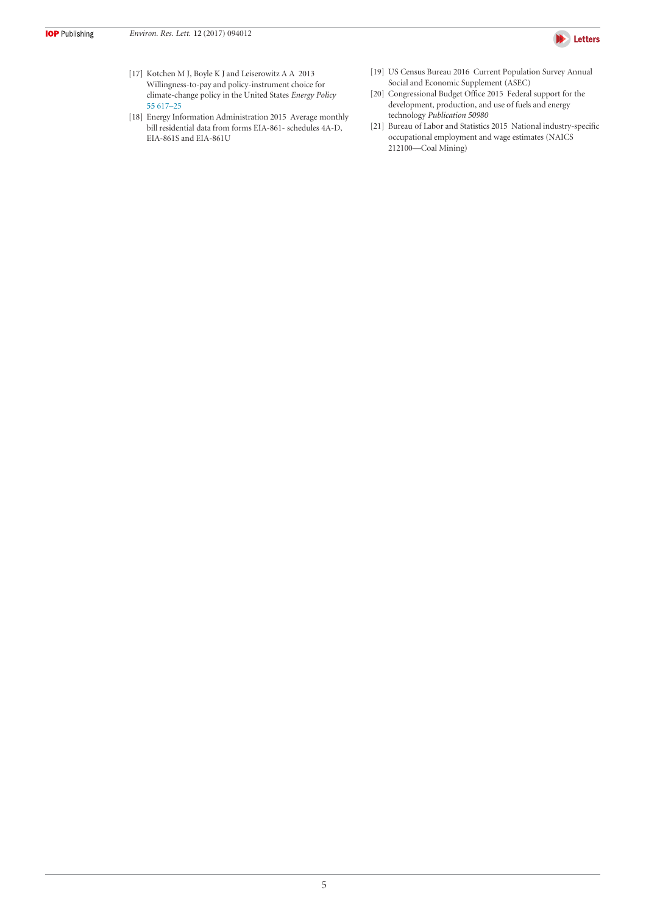[17] Kotchen M J, Boyle K J and Leiserowitz A A 2013 Willingness-to-pay and policy-instrument choice for climate-change policy in the United States *Energy Policy* **55** 617–25

[18] Energy Information Administration 2015 Average monthly bill residential data from forms EIA-861- schedules 4A-D, EIA-861S and EIA-861U

[19] US Census Bureau 2016 Current Population Survey Annual Social and Economic Supplement (ASEC)

[20] Congressional Budget Office 2015 Federal support for the development, production, and use of fuels and energy technology *Publication 50980*

[21] Bureau of Labor and Statistics 2015 National industry-specific occupational employment and wage estimates (NAICS 212100—Coal Mining)